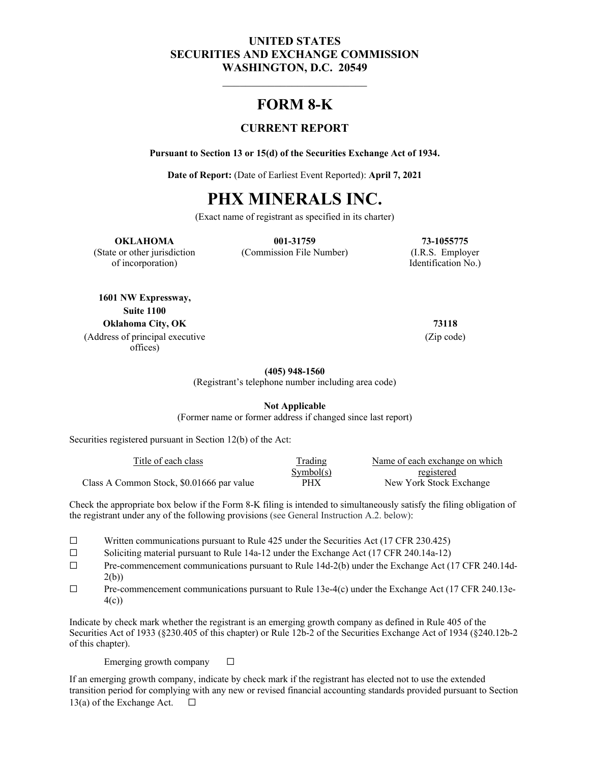**UNITED STATES**
**SECURITIES AND EXCHANGE COMMISSION**
**WASHINGTON, D.C. 20549**

---

# FORM 8-K

## CURRENT REPORT

**Pursuant to Section 13 or 15(d) of the Securities Exchange Act of 1934.**

**Date of Report:** (Date of Earliest Event Reported): **April 7, 2021**

# PHX MINERALS INC.

(Exact name of registrant as specified in its charter)

| **OKLAHOMA** | **001-31759** | **73-1055775** |
|---|---|---|
| (State or other jurisdiction of incorporation) | (Commission File Number) | (I.R.S. Employer Identification No.) |

**1601 NW Expressway,**
**Suite 1100**
**Oklahoma City, OK** **73118**
(Address of principal executive offices) (Zip code)

**(405) 948-1560**
(Registrant's telephone number including area code)

**Not Applicable**
(Former name or former address if changed since last report)

Securities registered pursuant in Section 12(b) of the Act:

| Title of each class | Trading Symbol(s) | Name of each exchange on which registered |
|---|---|---|
| Class A Common Stock, $0.01666 par value | PHX | New York Stock Exchange |

Check the appropriate box below if the Form 8-K filing is intended to simultaneously satisfy the filing obligation of the registrant under any of the following provisions (see General Instruction A.2. below):

☐ Written communications pursuant to Rule 425 under the Securities Act (17 CFR 230.425)
☐ Soliciting material pursuant to Rule 14a-12 under the Exchange Act (17 CFR 240.14a-12)
☐ Pre-commencement communications pursuant to Rule 14d-2(b) under the Exchange Act (17 CFR 240.14d-2(b))
☐ Pre-commencement communications pursuant to Rule 13e-4(c) under the Exchange Act (17 CFR 240.13e-4(c))

Indicate by check mark whether the registrant is an emerging growth company as defined in Rule 405 of the Securities Act of 1933 (§230.405 of this chapter) or Rule 12b-2 of the Securities Exchange Act of 1934 (§240.12b-2 of this chapter).

Emerging growth company ☐

If an emerging growth company, indicate by check mark if the registrant has elected not to use the extended transition period for complying with any new or revised financial accounting standards provided pursuant to Section 13(a) of the Exchange Act. ☐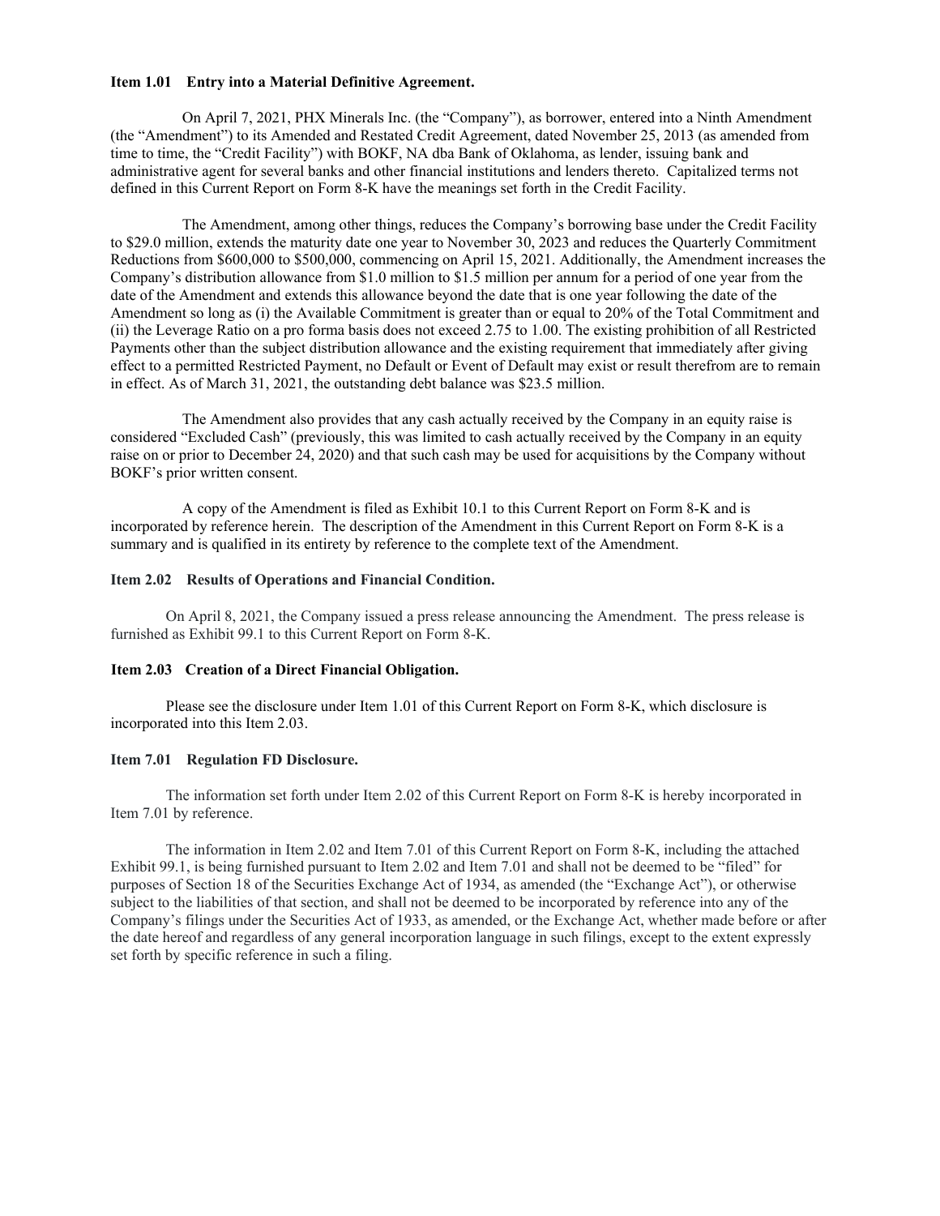**Item 1.01 Entry into a Material Definitive Agreement.**

On April 7, 2021, PHX Minerals Inc. (the "Company"), as borrower, entered into a Ninth Amendment (the "Amendment") to its Amended and Restated Credit Agreement, dated November 25, 2013 (as amended from time to time, the "Credit Facility") with BOKF, NA dba Bank of Oklahoma, as lender, issuing bank and administrative agent for several banks and other financial institutions and lenders thereto. Capitalized terms not defined in this Current Report on Form 8-K have the meanings set forth in the Credit Facility.

The Amendment, among other things, reduces the Company's borrowing base under the Credit Facility to $29.0 million, extends the maturity date one year to November 30, 2023 and reduces the Quarterly Commitment Reductions from $600,000 to $500,000, commencing on April 15, 2021. Additionally, the Amendment increases the Company's distribution allowance from $1.0 million to $1.5 million per annum for a period of one year from the date of the Amendment and extends this allowance beyond the date that is one year following the date of the Amendment so long as (i) the Available Commitment is greater than or equal to 20% of the Total Commitment and (ii) the Leverage Ratio on a pro forma basis does not exceed 2.75 to 1.00. The existing prohibition of all Restricted Payments other than the subject distribution allowance and the existing requirement that immediately after giving effect to a permitted Restricted Payment, no Default or Event of Default may exist or result therefrom are to remain in effect. As of March 31, 2021, the outstanding debt balance was $23.5 million.

The Amendment also provides that any cash actually received by the Company in an equity raise is considered "Excluded Cash" (previously, this was limited to cash actually received by the Company in an equity raise on or prior to December 24, 2020) and that such cash may be used for acquisitions by the Company without BOKF's prior written consent.

A copy of the Amendment is filed as Exhibit 10.1 to this Current Report on Form 8-K and is incorporated by reference herein. The description of the Amendment in this Current Report on Form 8-K is a summary and is qualified in its entirety by reference to the complete text of the Amendment.

**Item 2.02 Results of Operations and Financial Condition.**

On April 8, 2021, the Company issued a press release announcing the Amendment. The press release is furnished as Exhibit 99.1 to this Current Report on Form 8-K.

**Item 2.03 Creation of a Direct Financial Obligation.**

Please see the disclosure under Item 1.01 of this Current Report on Form 8-K, which disclosure is incorporated into this Item 2.03.

**Item 7.01 Regulation FD Disclosure.**

The information set forth under Item 2.02 of this Current Report on Form 8-K is hereby incorporated in Item 7.01 by reference.

The information in Item 2.02 and Item 7.01 of this Current Report on Form 8-K, including the attached Exhibit 99.1, is being furnished pursuant to Item 2.02 and Item 7.01 and shall not be deemed to be "filed" for purposes of Section 18 of the Securities Exchange Act of 1934, as amended (the "Exchange Act"), or otherwise subject to the liabilities of that section, and shall not be deemed to be incorporated by reference into any of the Company's filings under the Securities Act of 1933, as amended, or the Exchange Act, whether made before or after the date hereof and regardless of any general incorporation language in such filings, except to the extent expressly set forth by specific reference in such a filing.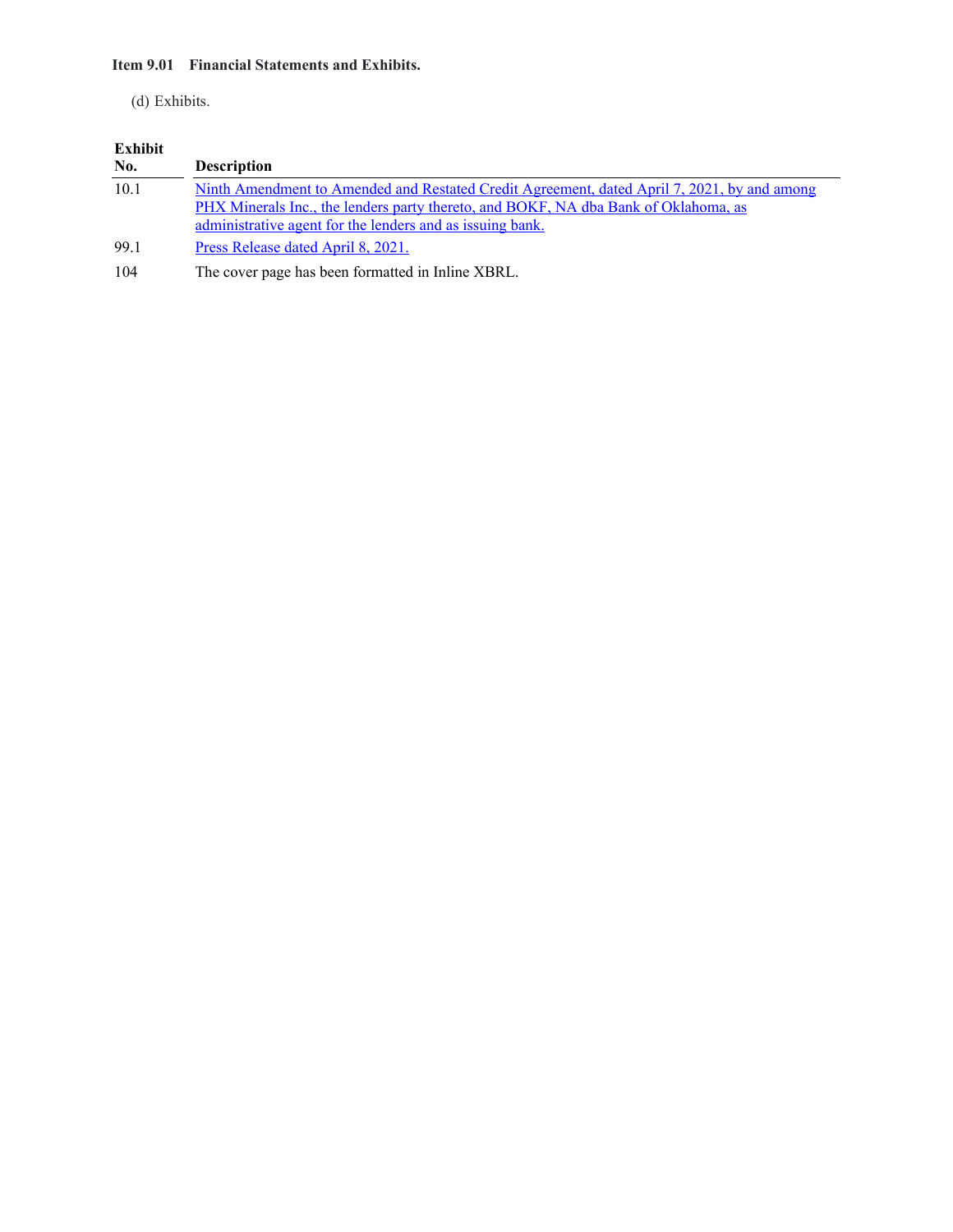**Item 9.01 Financial Statements and Exhibits.**

(d) Exhibits.

| Exhibit No. | Description |
|---|---|
| 10.1 | Ninth Amendment to Amended and Restated Credit Agreement, dated April 7, 2021, by and among PHX Minerals Inc., the lenders party thereto, and BOKF, NA dba Bank of Oklahoma, as administrative agent for the lenders and as issuing bank. |
| 99.1 | Press Release dated April 8, 2021. |
| 104 | The cover page has been formatted in Inline XBRL. |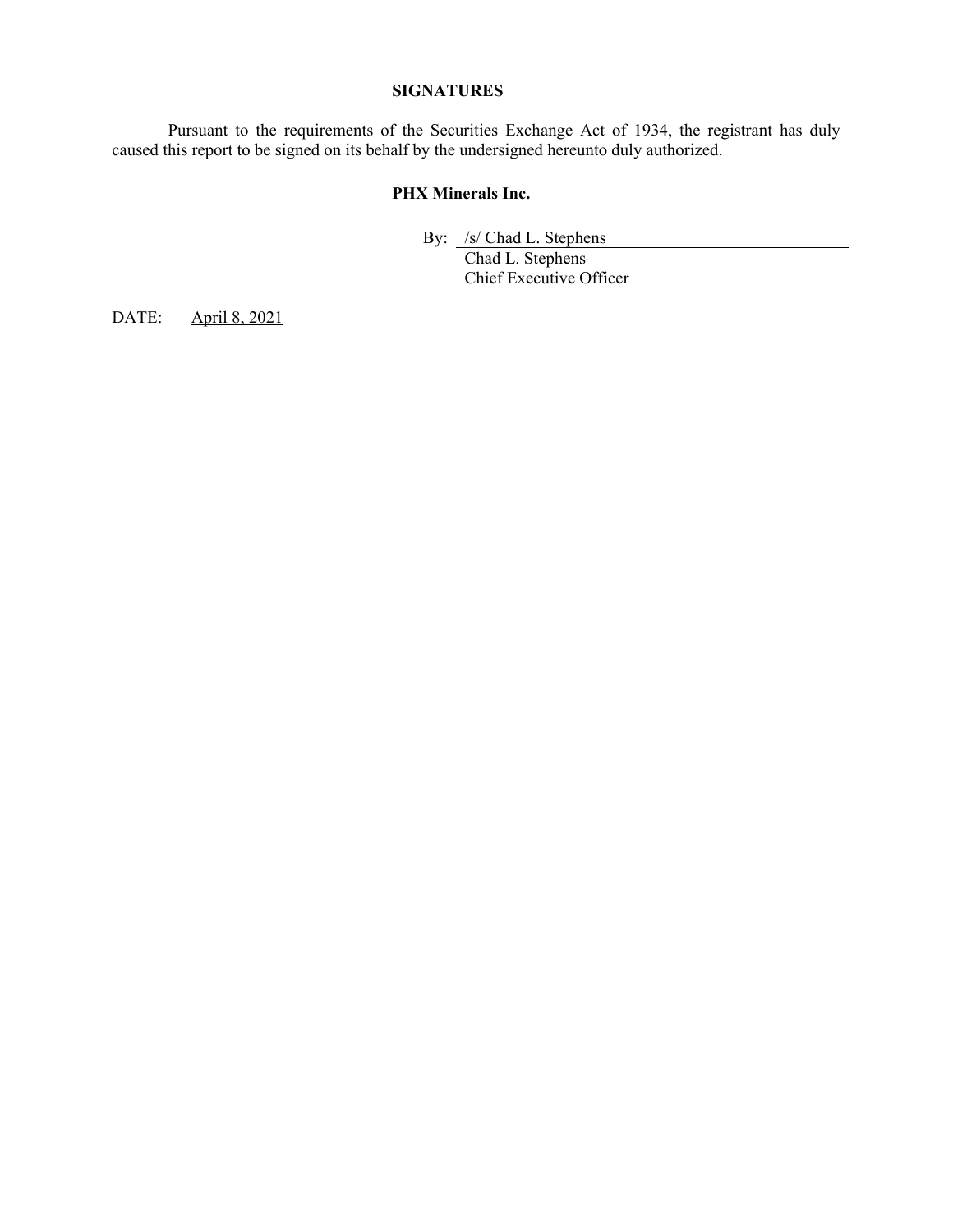## SIGNATURES

Pursuant to the requirements of the Securities Exchange Act of 1934, the registrant has duly caused this report to be signed on its behalf by the undersigned hereunto duly authorized.

**PHX Minerals Inc.**

By: /s/ Chad L. Stephens
Chad L. Stephens
Chief Executive Officer

DATE: April 8, 2021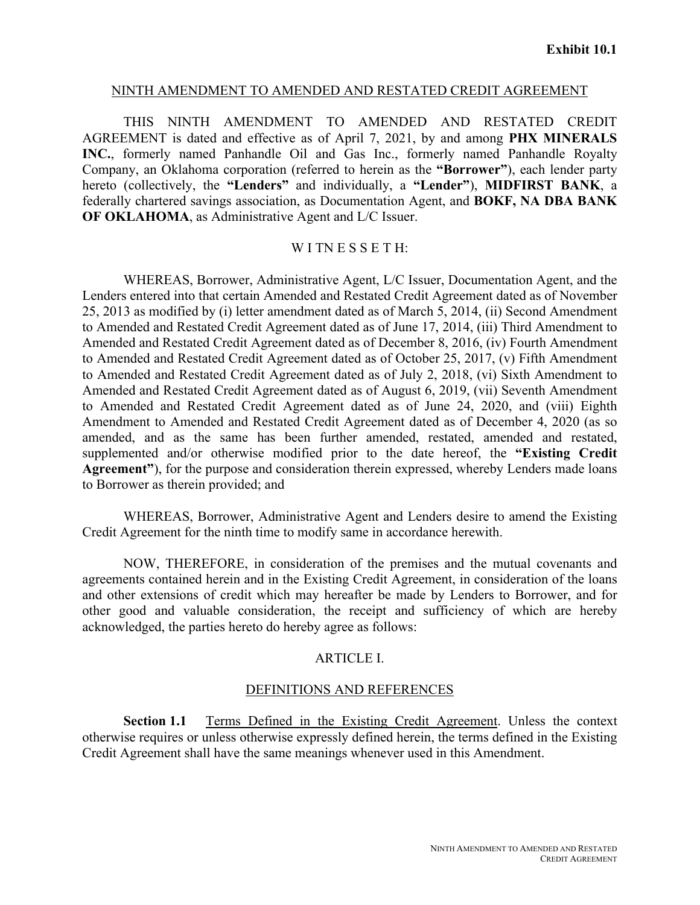**Exhibit 10.1**

## NINTH AMENDMENT TO AMENDED AND RESTATED CREDIT AGREEMENT

THIS NINTH AMENDMENT TO AMENDED AND RESTATED CREDIT AGREEMENT is dated and effective as of April 7, 2021, by and among **PHX MINERALS INC.**, formerly named Panhandle Oil and Gas Inc., formerly named Panhandle Royalty Company, an Oklahoma corporation (referred to herein as the **"Borrower"**), each lender party hereto (collectively, the **"Lenders"** and individually, a **"Lender"**), **MIDFIRST BANK**, a federally chartered savings association, as Documentation Agent, and **BOKF, NA DBA BANK OF OKLAHOMA**, as Administrative Agent and L/C Issuer.

W I TN E S S E T H:

WHEREAS, Borrower, Administrative Agent, L/C Issuer, Documentation Agent, and the Lenders entered into that certain Amended and Restated Credit Agreement dated as of November 25, 2013 as modified by (i) letter amendment dated as of March 5, 2014, (ii) Second Amendment to Amended and Restated Credit Agreement dated as of June 17, 2014, (iii) Third Amendment to Amended and Restated Credit Agreement dated as of December 8, 2016, (iv) Fourth Amendment to Amended and Restated Credit Agreement dated as of October 25, 2017, (v) Fifth Amendment to Amended and Restated Credit Agreement dated as of July 2, 2018, (vi) Sixth Amendment to Amended and Restated Credit Agreement dated as of August 6, 2019, (vii) Seventh Amendment to Amended and Restated Credit Agreement dated as of June 24, 2020, and (viii) Eighth Amendment to Amended and Restated Credit Agreement dated as of December 4, 2020 (as so amended, and as the same has been further amended, restated, amended and restated, supplemented and/or otherwise modified prior to the date hereof, the **"Existing Credit Agreement"**), for the purpose and consideration therein expressed, whereby Lenders made loans to Borrower as therein provided; and

WHEREAS, Borrower, Administrative Agent and Lenders desire to amend the Existing Credit Agreement for the ninth time to modify same in accordance herewith.

NOW, THEREFORE, in consideration of the premises and the mutual covenants and agreements contained herein and in the Existing Credit Agreement, in consideration of the loans and other extensions of credit which may hereafter be made by Lenders to Borrower, and for other good and valuable consideration, the receipt and sufficiency of which are hereby acknowledged, the parties hereto do hereby agree as follows:

## ARTICLE I.

## DEFINITIONS AND REFERENCES

**Section 1.1** Terms Defined in the Existing Credit Agreement. Unless the context otherwise requires or unless otherwise expressly defined herein, the terms defined in the Existing Credit Agreement shall have the same meanings whenever used in this Amendment.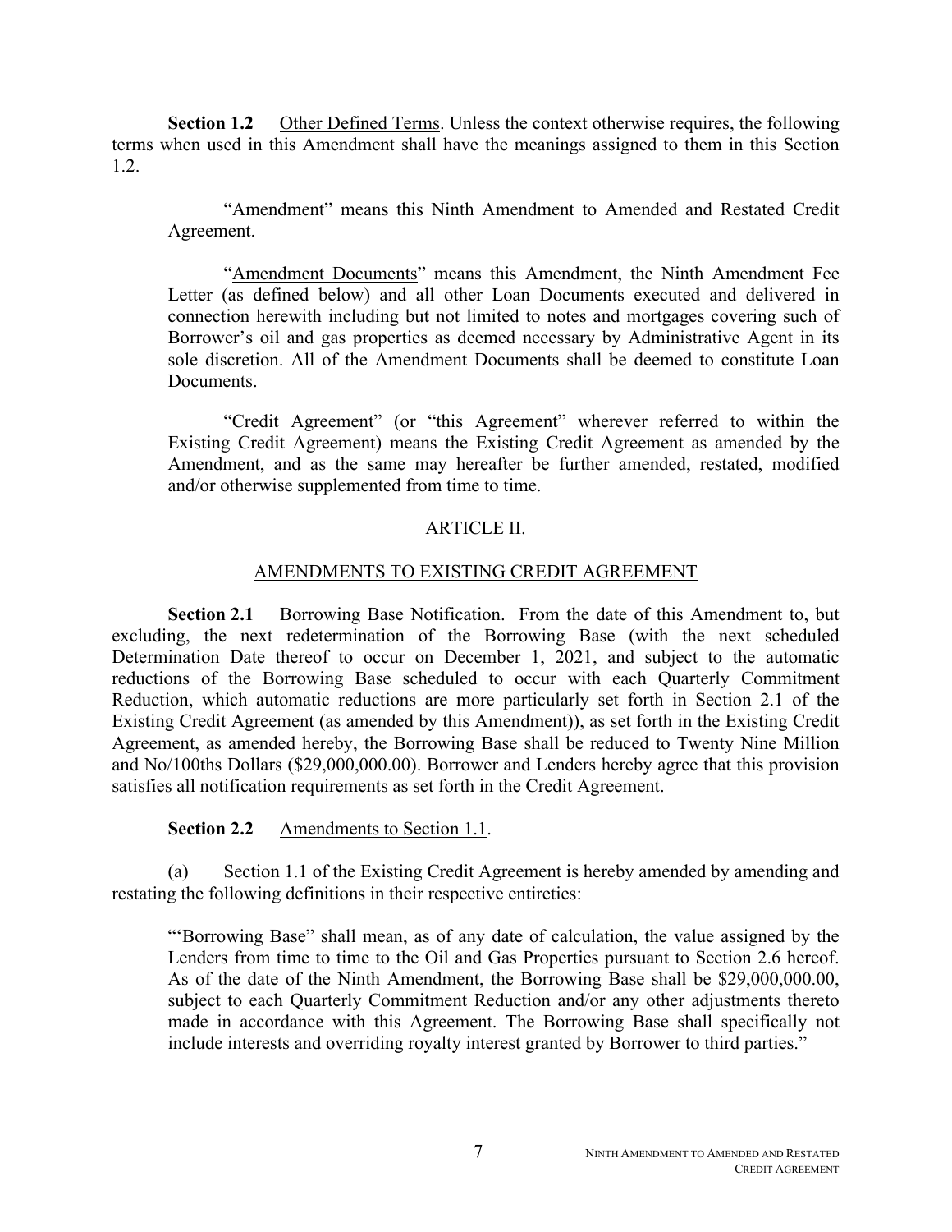**Section 1.2** Other Defined Terms. Unless the context otherwise requires, the following terms when used in this Amendment shall have the meanings assigned to them in this Section 1.2.

> "Amendment" means this Ninth Amendment to Amended and Restated Credit Agreement.
>
> "Amendment Documents" means this Amendment, the Ninth Amendment Fee Letter (as defined below) and all other Loan Documents executed and delivered in connection herewith including but not limited to notes and mortgages covering such of Borrower's oil and gas properties as deemed necessary by Administrative Agent in its sole discretion. All of the Amendment Documents shall be deemed to constitute Loan Documents.
>
> "Credit Agreement" (or "this Agreement" wherever referred to within the Existing Credit Agreement) means the Existing Credit Agreement as amended by the Amendment, and as the same may hereafter be further amended, restated, modified and/or otherwise supplemented from time to time.

## ARTICLE II.

## AMENDMENTS TO EXISTING CREDIT AGREEMENT

**Section 2.1** Borrowing Base Notification. From the date of this Amendment to, but excluding, the next redetermination of the Borrowing Base (with the next scheduled Determination Date thereof to occur on December 1, 2021, and subject to the automatic reductions of the Borrowing Base scheduled to occur with each Quarterly Commitment Reduction, which automatic reductions are more particularly set forth in Section 2.1 of the Existing Credit Agreement (as amended by this Amendment)), as set forth in the Existing Credit Agreement, as amended hereby, the Borrowing Base shall be reduced to Twenty Nine Million and No/100ths Dollars ($29,000,000.00). Borrower and Lenders hereby agree that this provision satisfies all notification requirements as set forth in the Credit Agreement.

**Section 2.2** Amendments to Section 1.1.

(a) Section 1.1 of the Existing Credit Agreement is hereby amended by amending and restating the following definitions in their respective entireties:

> "'Borrowing Base" shall mean, as of any date of calculation, the value assigned by the Lenders from time to time to the Oil and Gas Properties pursuant to Section 2.6 hereof. As of the date of the Ninth Amendment, the Borrowing Base shall be $29,000,000.00, subject to each Quarterly Commitment Reduction and/or any other adjustments thereto made in accordance with this Agreement. The Borrowing Base shall specifically not include interests and overriding royalty interest granted by Borrower to third parties."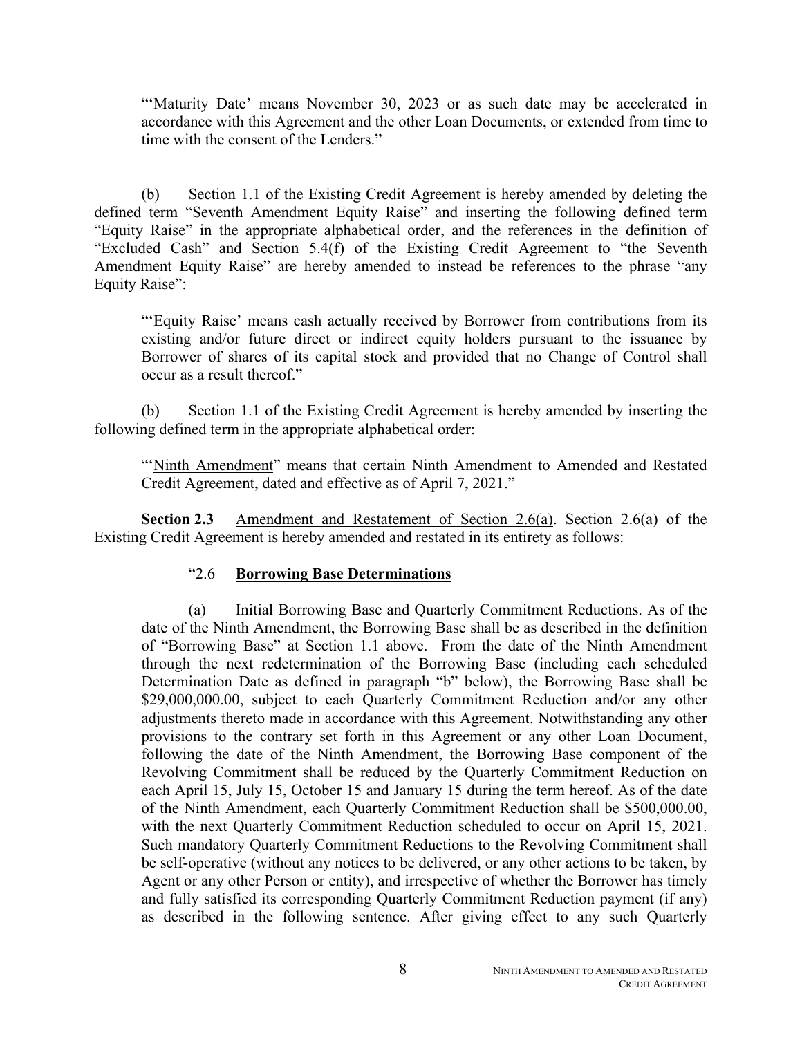"'<u>Maturity Date</u>' means November 30, 2023 or as such date may be accelerated in accordance with this Agreement and the other Loan Documents, or extended from time to time with the consent of the Lenders."

(b) Section 1.1 of the Existing Credit Agreement is hereby amended by deleting the defined term "Seventh Amendment Equity Raise" and inserting the following defined term "Equity Raise" in the appropriate alphabetical order, and the references in the definition of "Excluded Cash" and Section 5.4(f) of the Existing Credit Agreement to "the Seventh Amendment Equity Raise" are hereby amended to instead be references to the phrase "any Equity Raise":

"'<u>Equity Raise</u>' means cash actually received by Borrower from contributions from its existing and/or future direct or indirect equity holders pursuant to the issuance by Borrower of shares of its capital stock and provided that no Change of Control shall occur as a result thereof."

(b) Section 1.1 of the Existing Credit Agreement is hereby amended by inserting the following defined term in the appropriate alphabetical order:

"'<u>Ninth Amendment</u>" means that certain Ninth Amendment to Amended and Restated Credit Agreement, dated and effective as of April 7, 2021."

**Section 2.3** <u>Amendment and Restatement of Section 2.6(a)</u>. Section 2.6(a) of the Existing Credit Agreement is hereby amended and restated in its entirety as follows:

"2.6 **<u>Borrowing Base Determinations</u>**

(a) <u>Initial Borrowing Base and Quarterly Commitment Reductions</u>. As of the date of the Ninth Amendment, the Borrowing Base shall be as described in the definition of "Borrowing Base" at Section 1.1 above. From the date of the Ninth Amendment through the next redetermination of the Borrowing Base (including each scheduled Determination Date as defined in paragraph "b" below), the Borrowing Base shall be $29,000,000.00, subject to each Quarterly Commitment Reduction and/or any other adjustments thereto made in accordance with this Agreement. Notwithstanding any other provisions to the contrary set forth in this Agreement or any other Loan Document, following the date of the Ninth Amendment, the Borrowing Base component of the Revolving Commitment shall be reduced by the Quarterly Commitment Reduction on each April 15, July 15, October 15 and January 15 during the term hereof. As of the date of the Ninth Amendment, each Quarterly Commitment Reduction shall be $500,000.00, with the next Quarterly Commitment Reduction scheduled to occur on April 15, 2021. Such mandatory Quarterly Commitment Reductions to the Revolving Commitment shall be self-operative (without any notices to be delivered, or any other actions to be taken, by Agent or any other Person or entity), and irrespective of whether the Borrower has timely and fully satisfied its corresponding Quarterly Commitment Reduction payment (if any) as described in the following sentence. After giving effect to any such Quarterly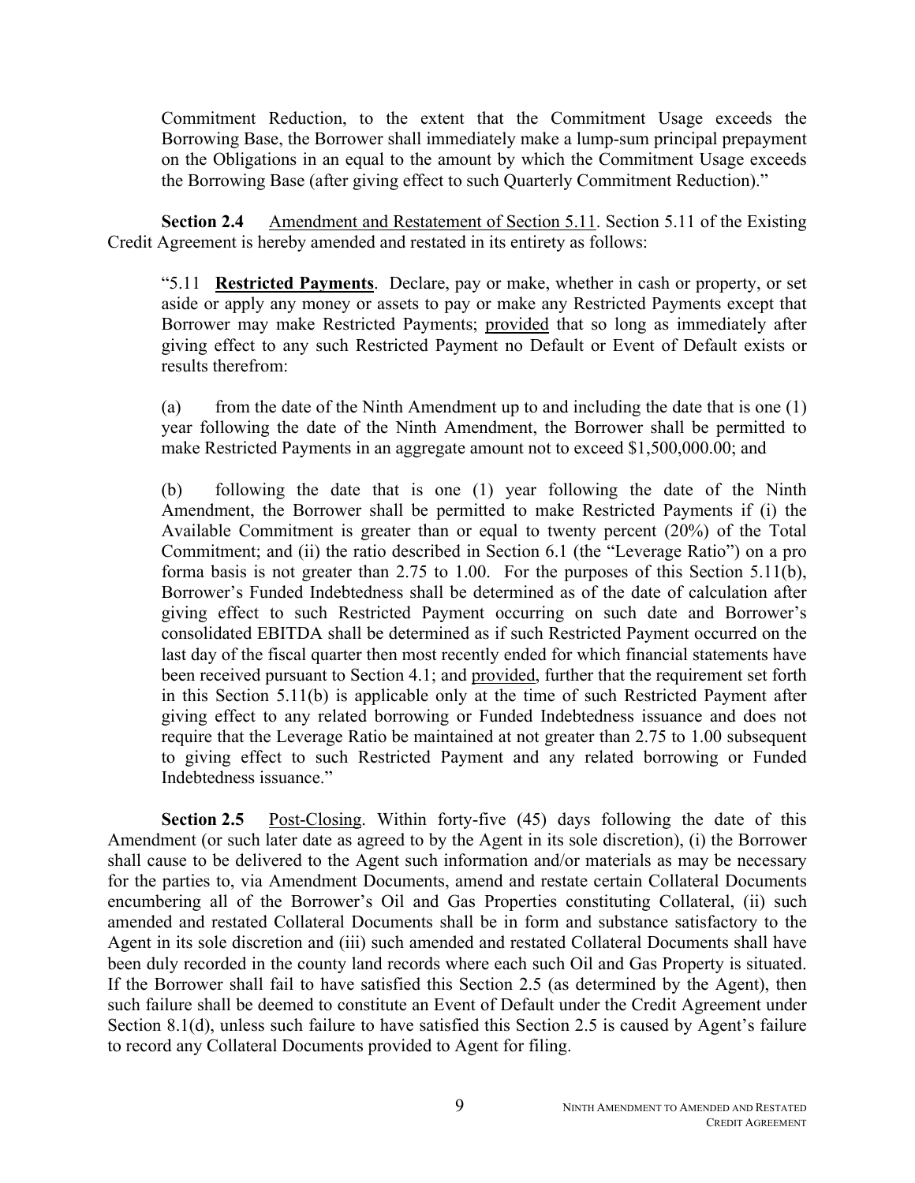Commitment Reduction, to the extent that the Commitment Usage exceeds the Borrowing Base, the Borrower shall immediately make a lump-sum principal prepayment on the Obligations in an equal to the amount by which the Commitment Usage exceeds the Borrowing Base (after giving effect to such Quarterly Commitment Reduction)."

**Section 2.4** Amendment and Restatement of Section 5.11. Section 5.11 of the Existing Credit Agreement is hereby amended and restated in its entirety as follows:

"5.11 **Restricted Payments**. Declare, pay or make, whether in cash or property, or set aside or apply any money or assets to pay or make any Restricted Payments except that Borrower may make Restricted Payments; provided that so long as immediately after giving effect to any such Restricted Payment no Default or Event of Default exists or results therefrom:

(a) from the date of the Ninth Amendment up to and including the date that is one (1) year following the date of the Ninth Amendment, the Borrower shall be permitted to make Restricted Payments in an aggregate amount not to exceed $1,500,000.00; and

(b) following the date that is one (1) year following the date of the Ninth Amendment, the Borrower shall be permitted to make Restricted Payments if (i) the Available Commitment is greater than or equal to twenty percent (20%) of the Total Commitment; and (ii) the ratio described in Section 6.1 (the "Leverage Ratio") on a pro forma basis is not greater than 2.75 to 1.00. For the purposes of this Section 5.11(b), Borrower's Funded Indebtedness shall be determined as of the date of calculation after giving effect to such Restricted Payment occurring on such date and Borrower's consolidated EBITDA shall be determined as if such Restricted Payment occurred on the last day of the fiscal quarter then most recently ended for which financial statements have been received pursuant to Section 4.1; and provided, further that the requirement set forth in this Section 5.11(b) is applicable only at the time of such Restricted Payment after giving effect to any related borrowing or Funded Indebtedness issuance and does not require that the Leverage Ratio be maintained at not greater than 2.75 to 1.00 subsequent to giving effect to such Restricted Payment and any related borrowing or Funded Indebtedness issuance."

**Section 2.5** Post-Closing. Within forty-five (45) days following the date of this Amendment (or such later date as agreed to by the Agent in its sole discretion), (i) the Borrower shall cause to be delivered to the Agent such information and/or materials as may be necessary for the parties to, via Amendment Documents, amend and restate certain Collateral Documents encumbering all of the Borrower's Oil and Gas Properties constituting Collateral, (ii) such amended and restated Collateral Documents shall be in form and substance satisfactory to the Agent in its sole discretion and (iii) such amended and restated Collateral Documents shall have been duly recorded in the county land records where each such Oil and Gas Property is situated. If the Borrower shall fail to have satisfied this Section 2.5 (as determined by the Agent), then such failure shall be deemed to constitute an Event of Default under the Credit Agreement under Section 8.1(d), unless such failure to have satisfied this Section 2.5 is caused by Agent's failure to record any Collateral Documents provided to Agent for filing.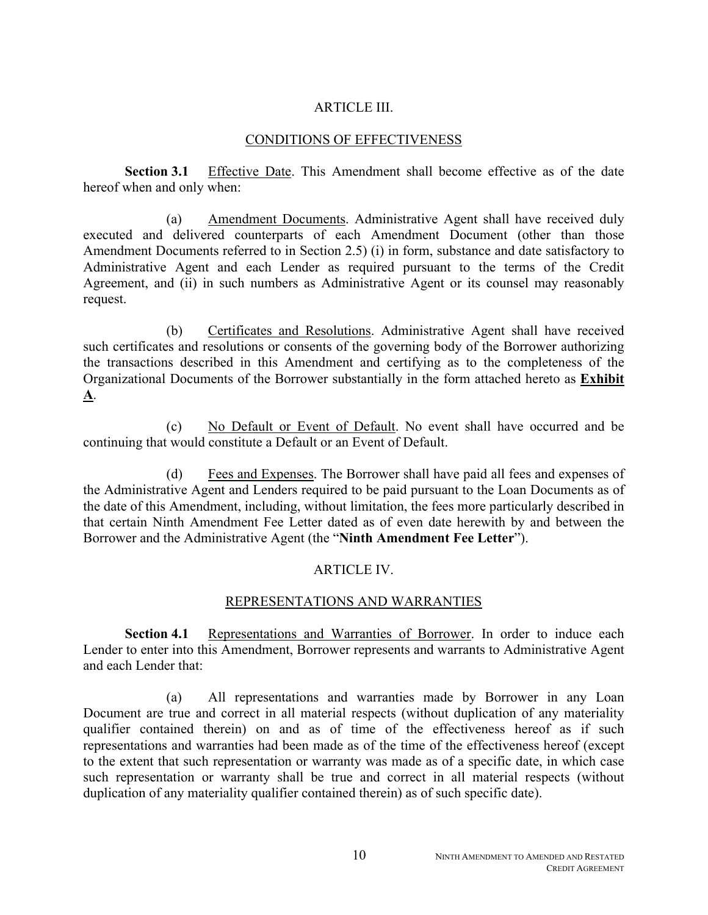## ARTICLE III.

## CONDITIONS OF EFFECTIVENESS

**Section 3.1** Effective Date. This Amendment shall become effective as of the date hereof when and only when:

(a) Amendment Documents. Administrative Agent shall have received duly executed and delivered counterparts of each Amendment Document (other than those Amendment Documents referred to in Section 2.5) (i) in form, substance and date satisfactory to Administrative Agent and each Lender as required pursuant to the terms of the Credit Agreement, and (ii) in such numbers as Administrative Agent or its counsel may reasonably request.

(b) Certificates and Resolutions. Administrative Agent shall have received such certificates and resolutions or consents of the governing body of the Borrower authorizing the transactions described in this Amendment and certifying as to the completeness of the Organizational Documents of the Borrower substantially in the form attached hereto as **Exhibit A**.

(c) No Default or Event of Default. No event shall have occurred and be continuing that would constitute a Default or an Event of Default.

(d) Fees and Expenses. The Borrower shall have paid all fees and expenses of the Administrative Agent and Lenders required to be paid pursuant to the Loan Documents as of the date of this Amendment, including, without limitation, the fees more particularly described in that certain Ninth Amendment Fee Letter dated as of even date herewith by and between the Borrower and the Administrative Agent (the "**Ninth Amendment Fee Letter**").

## ARTICLE IV.

## REPRESENTATIONS AND WARRANTIES

**Section 4.1** Representations and Warranties of Borrower. In order to induce each Lender to enter into this Amendment, Borrower represents and warrants to Administrative Agent and each Lender that:

(a) All representations and warranties made by Borrower in any Loan Document are true and correct in all material respects (without duplication of any materiality qualifier contained therein) on and as of time of the effectiveness hereof as if such representations and warranties had been made as of the time of the effectiveness hereof (except to the extent that such representation or warranty was made as of a specific date, in which case such representation or warranty shall be true and correct in all material respects (without duplication of any materiality qualifier contained therein) as of such specific date).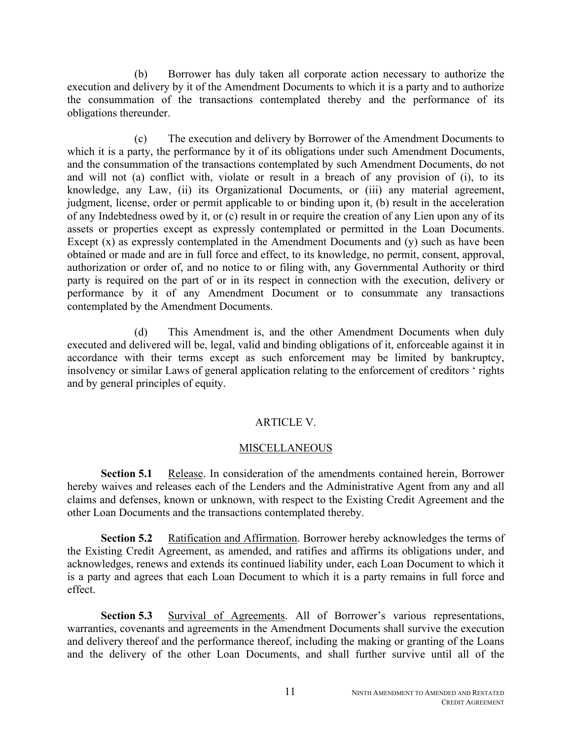(b) Borrower has duly taken all corporate action necessary to authorize the execution and delivery by it of the Amendment Documents to which it is a party and to authorize the consummation of the transactions contemplated thereby and the performance of its obligations thereunder.

(c) The execution and delivery by Borrower of the Amendment Documents to which it is a party, the performance by it of its obligations under such Amendment Documents, and the consummation of the transactions contemplated by such Amendment Documents, do not and will not (a) conflict with, violate or result in a breach of any provision of (i), to its knowledge, any Law, (ii) its Organizational Documents, or (iii) any material agreement, judgment, license, order or permit applicable to or binding upon it, (b) result in the acceleration of any Indebtedness owed by it, or (c) result in or require the creation of any Lien upon any of its assets or properties except as expressly contemplated or permitted in the Loan Documents. Except (x) as expressly contemplated in the Amendment Documents and (y) such as have been obtained or made and are in full force and effect, to its knowledge, no permit, consent, approval, authorization or order of, and no notice to or filing with, any Governmental Authority or third party is required on the part of or in its respect in connection with the execution, delivery or performance by it of any Amendment Document or to consummate any transactions contemplated by the Amendment Documents.

(d) This Amendment is, and the other Amendment Documents when duly executed and delivered will be, legal, valid and binding obligations of it, enforceable against it in accordance with their terms except as such enforcement may be limited by bankruptcy, insolvency or similar Laws of general application relating to the enforcement of creditors ' rights and by general principles of equity.

## ARTICLE V.

## MISCELLANEOUS

**Section 5.1** Release. In consideration of the amendments contained herein, Borrower hereby waives and releases each of the Lenders and the Administrative Agent from any and all claims and defenses, known or unknown, with respect to the Existing Credit Agreement and the other Loan Documents and the transactions contemplated thereby.

**Section 5.2** Ratification and Affirmation. Borrower hereby acknowledges the terms of the Existing Credit Agreement, as amended, and ratifies and affirms its obligations under, and acknowledges, renews and extends its continued liability under, each Loan Document to which it is a party and agrees that each Loan Document to which it is a party remains in full force and effect.

**Section 5.3** Survival of Agreements. All of Borrower's various representations, warranties, covenants and agreements in the Amendment Documents shall survive the execution and delivery thereof and the performance thereof, including the making or granting of the Loans and the delivery of the other Loan Documents, and shall further survive until all of the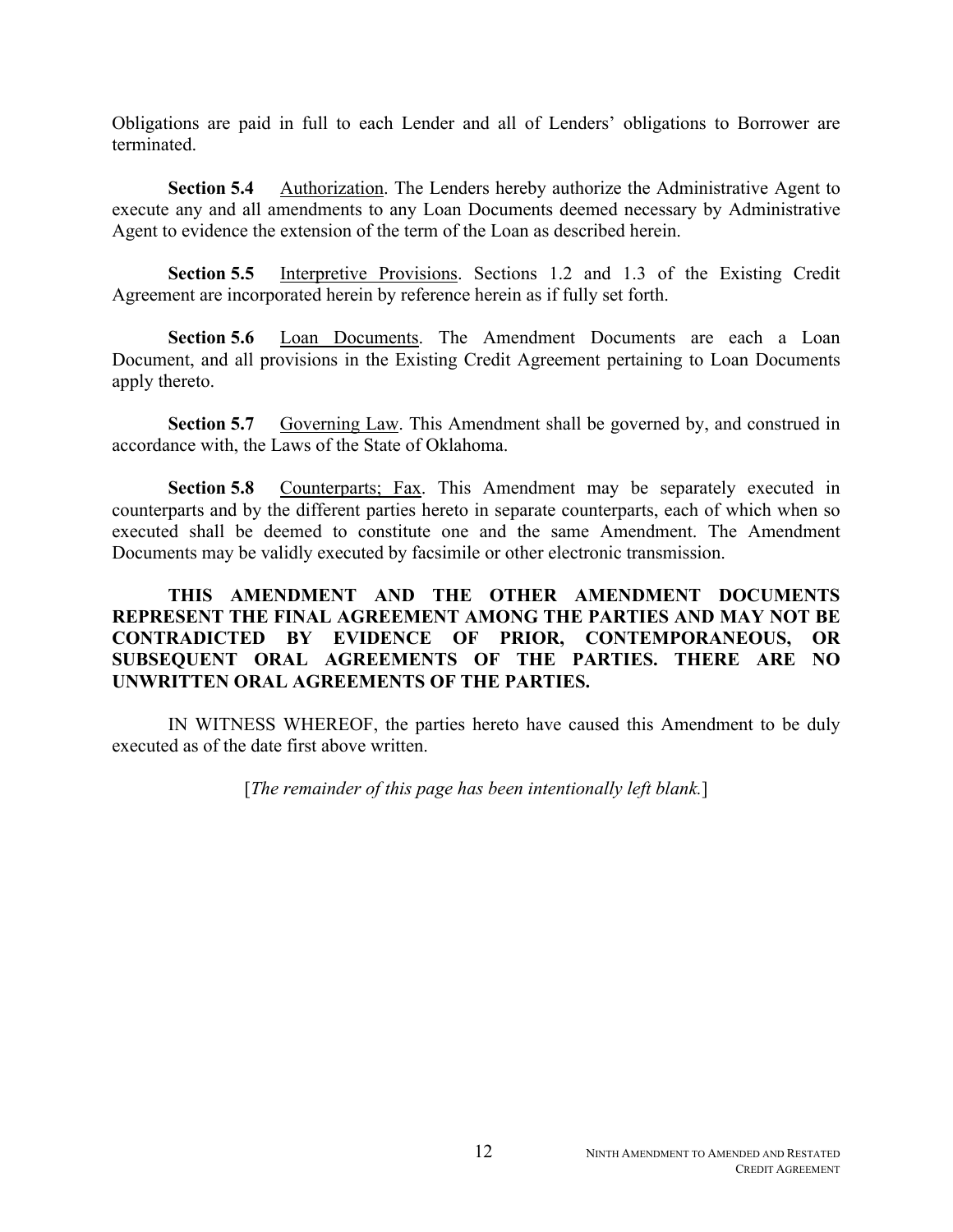Obligations are paid in full to each Lender and all of Lenders' obligations to Borrower are terminated.

**Section 5.4** Authorization. The Lenders hereby authorize the Administrative Agent to execute any and all amendments to any Loan Documents deemed necessary by Administrative Agent to evidence the extension of the term of the Loan as described herein.

**Section 5.5** Interpretive Provisions. Sections 1.2 and 1.3 of the Existing Credit Agreement are incorporated herein by reference herein as if fully set forth.

**Section 5.6** Loan Documents. The Amendment Documents are each a Loan Document, and all provisions in the Existing Credit Agreement pertaining to Loan Documents apply thereto.

**Section 5.7** Governing Law. This Amendment shall be governed by, and construed in accordance with, the Laws of the State of Oklahoma.

**Section 5.8** Counterparts; Fax. This Amendment may be separately executed in counterparts and by the different parties hereto in separate counterparts, each of which when so executed shall be deemed to constitute one and the same Amendment. The Amendment Documents may be validly executed by facsimile or other electronic transmission.

**THIS AMENDMENT AND THE OTHER AMENDMENT DOCUMENTS REPRESENT THE FINAL AGREEMENT AMONG THE PARTIES AND MAY NOT BE CONTRADICTED BY EVIDENCE OF PRIOR, CONTEMPORANEOUS, OR SUBSEQUENT ORAL AGREEMENTS OF THE PARTIES. THERE ARE NO UNWRITTEN ORAL AGREEMENTS OF THE PARTIES.**

IN WITNESS WHEREOF, the parties hereto have caused this Amendment to be duly executed as of the date first above written.

[*The remainder of this page has been intentionally left blank.*]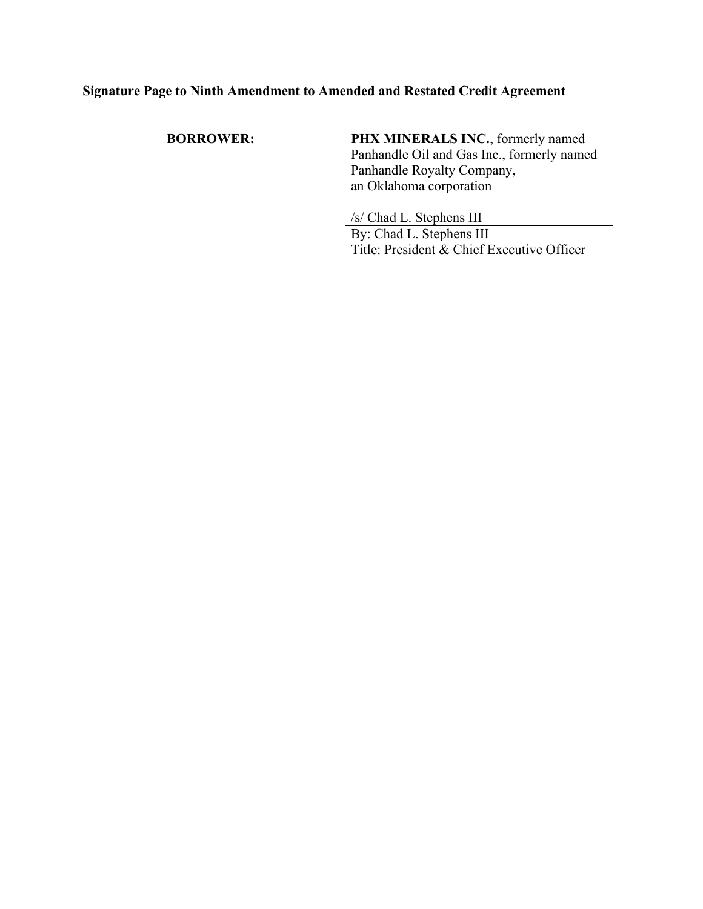**Signature Page to Ninth Amendment to Amended and Restated Credit Agreement**

**BORROWER:**

**PHX MINERALS INC.**, formerly named Panhandle Oil and Gas Inc., formerly named Panhandle Royalty Company, an Oklahoma corporation

/s/ Chad L. Stephens III

By: Chad L. Stephens III
Title: President & Chief Executive Officer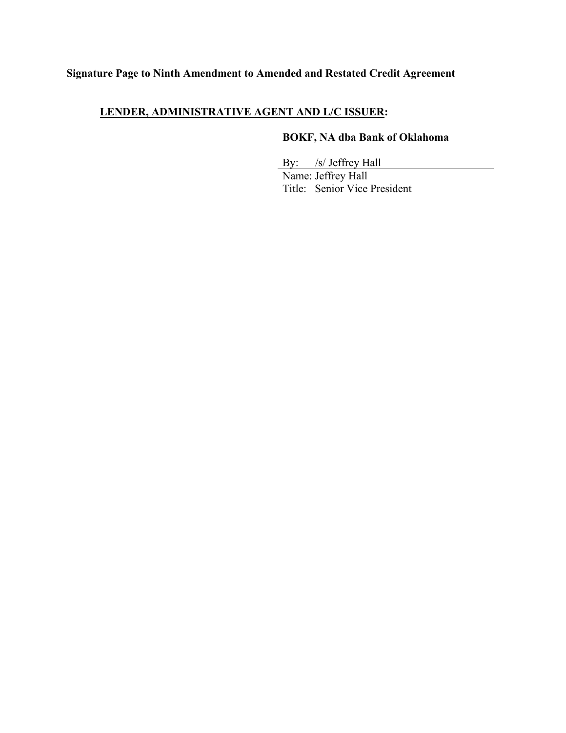**Signature Page to Ninth Amendment to Amended and Restated Credit Agreement**

**LENDER, ADMINISTRATIVE AGENT AND L/C ISSUER:**

**BOKF, NA dba Bank of Oklahoma**

By: /s/ Jeffrey Hall
Name: Jeffrey Hall
Title: Senior Vice President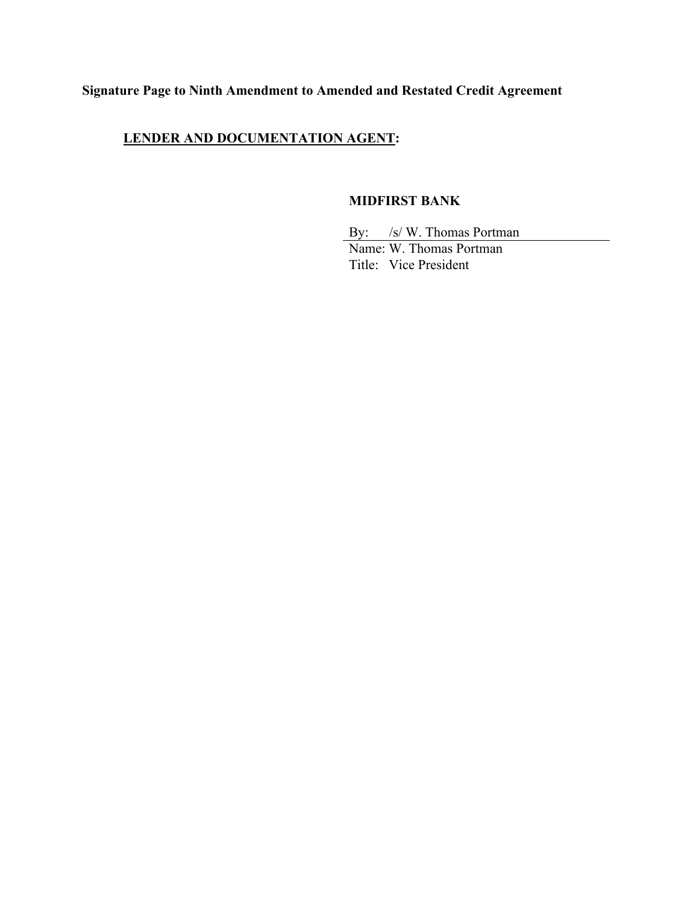**Signature Page to Ninth Amendment to Amended and Restated Credit Agreement**

**LENDER AND DOCUMENTATION AGENT:**

**MIDFIRST BANK**

By: /s/ W. Thomas Portman
Name: W. Thomas Portman
Title: Vice President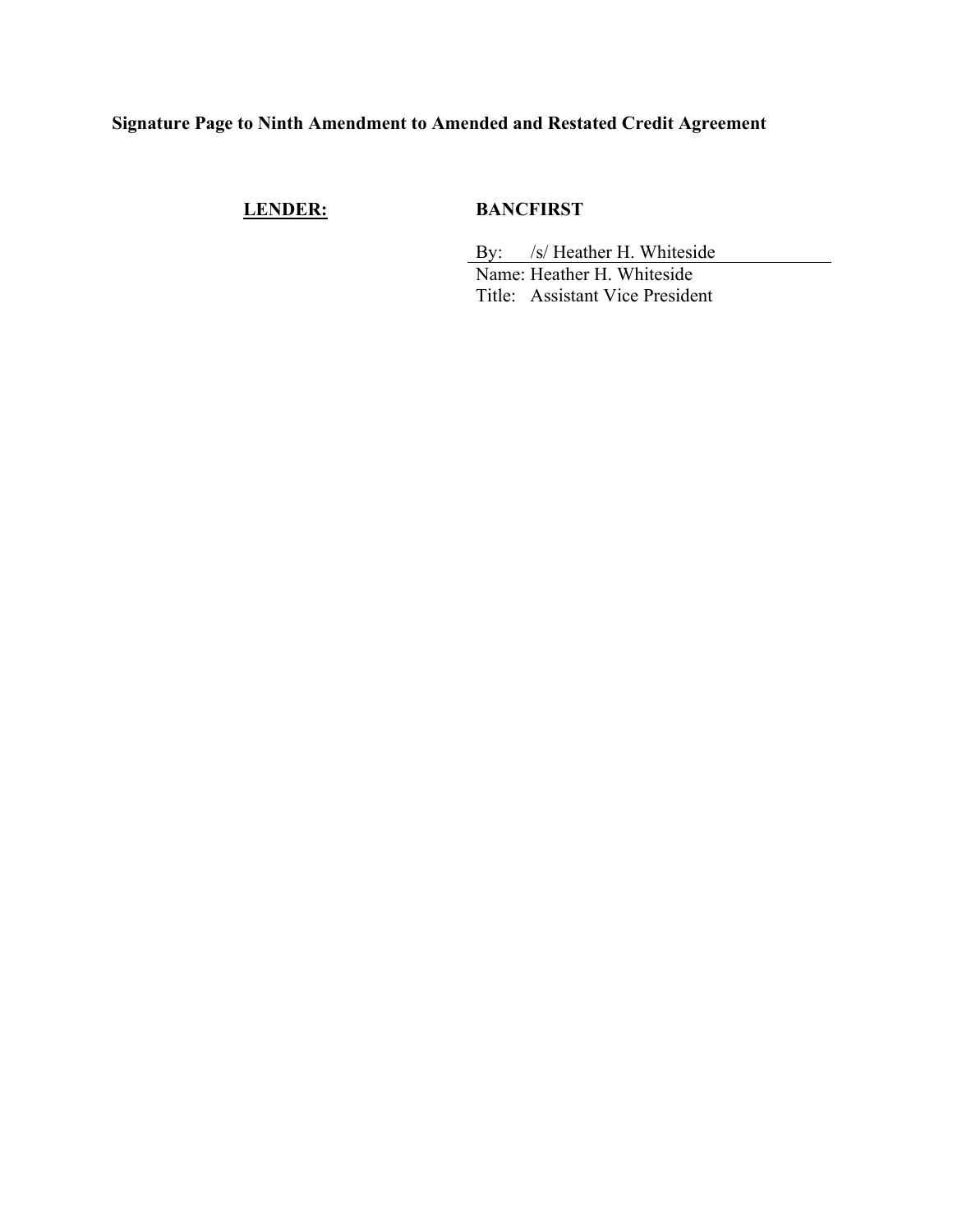**Signature Page to Ninth Amendment to Amended and Restated Credit Agreement**

**LENDER:** **BANCFIRST**

By: /s/ Heather H. Whiteside

Name: Heather H. Whiteside

Title: Assistant Vice President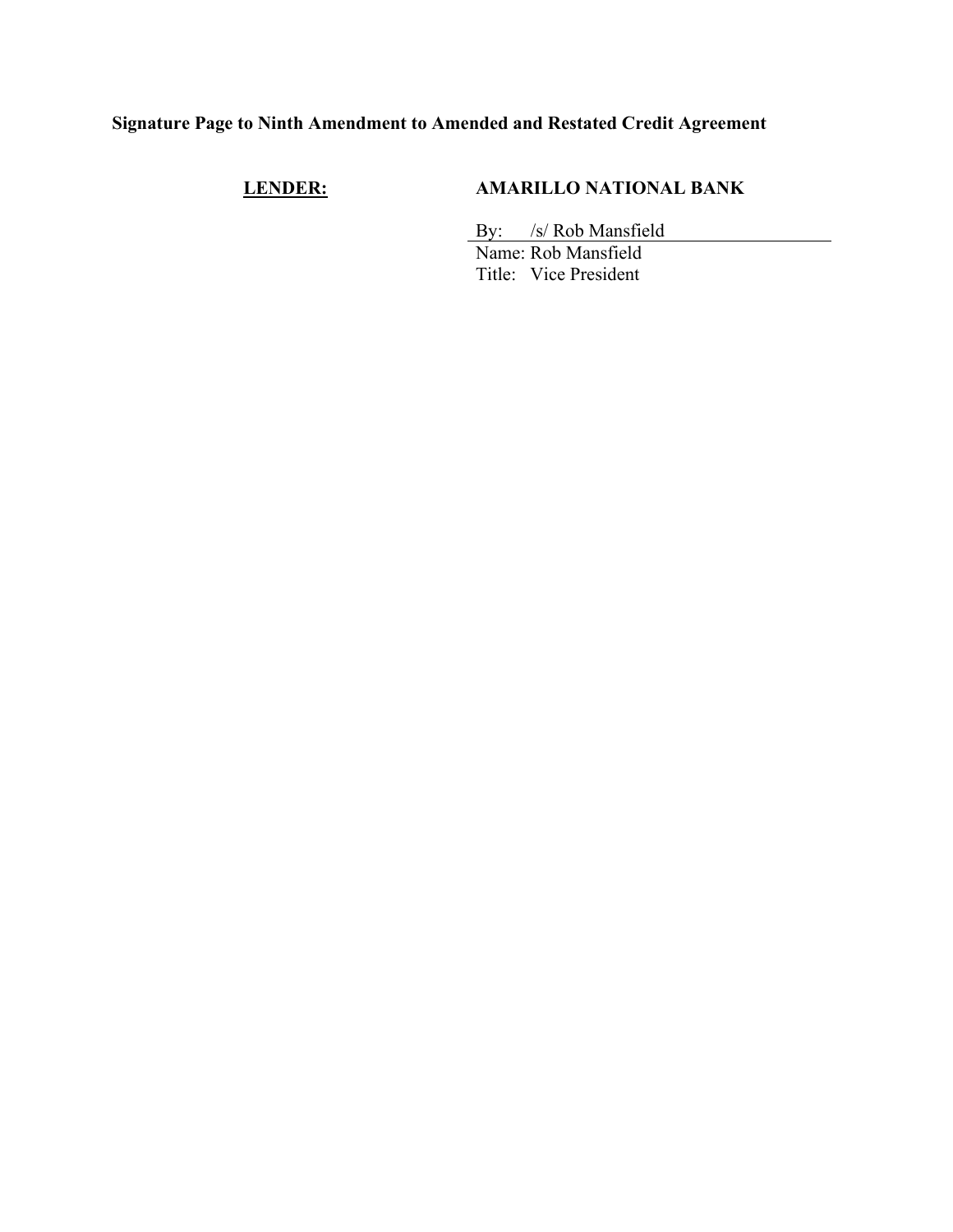**Signature Page to Ninth Amendment to Amended and Restated Credit Agreement**

**LENDER:** **AMARILLO NATIONAL BANK**

By: /s/ Rob Mansfield
Name: Rob Mansfield
Title: Vice President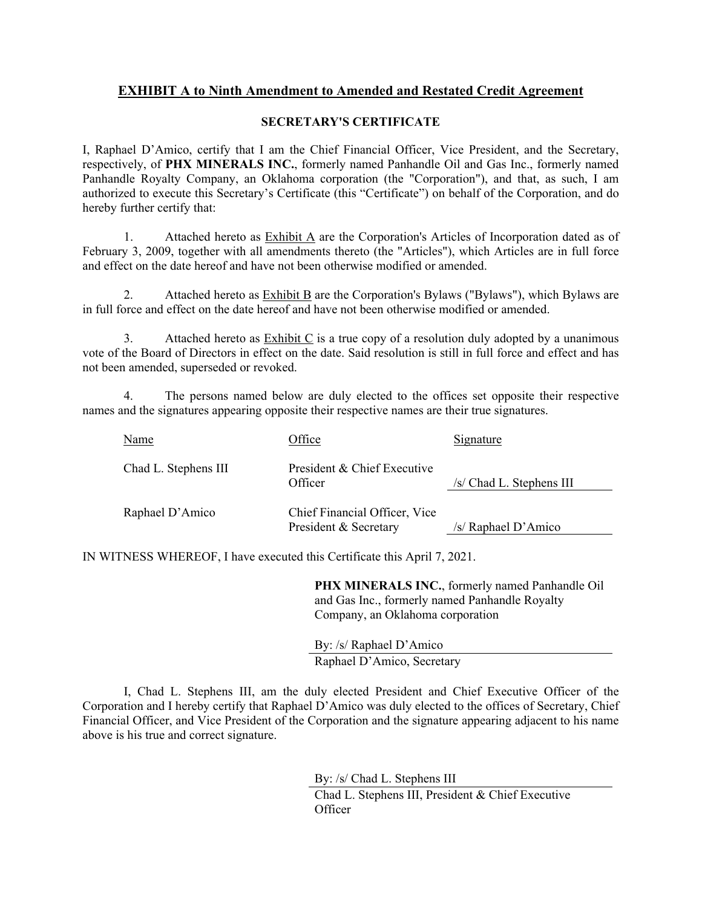## EXHIBIT A to Ninth Amendment to Amended and Restated Credit Agreement

### SECRETARY'S CERTIFICATE

I, Raphael D'Amico, certify that I am the Chief Financial Officer, Vice President, and the Secretary, respectively, of **PHX MINERALS INC.**, formerly named Panhandle Oil and Gas Inc., formerly named Panhandle Royalty Company, an Oklahoma corporation (the "Corporation"), and that, as such, I am authorized to execute this Secretary's Certificate (this "Certificate") on behalf of the Corporation, and do hereby further certify that:

1. Attached hereto as Exhibit A are the Corporation's Articles of Incorporation dated as of February 3, 2009, together with all amendments thereto (the "Articles"), which Articles are in full force and effect on the date hereof and have not been otherwise modified or amended.

2. Attached hereto as Exhibit B are the Corporation's Bylaws ("Bylaws"), which Bylaws are in full force and effect on the date hereof and have not been otherwise modified or amended.

3. Attached hereto as Exhibit C is a true copy of a resolution duly adopted by a unanimous vote of the Board of Directors in effect on the date. Said resolution is still in full force and effect and has not been amended, superseded or revoked.

4. The persons named below are duly elected to the offices set opposite their respective names and the signatures appearing opposite their respective names are their true signatures.

| Name | Office | Signature |
| --- | --- | --- |
| Chad L. Stephens III | President & Chief Executive Officer | /s/ Chad L. Stephens III |
| Raphael D'Amico | Chief Financial Officer, Vice President & Secretary | /s/ Raphael D'Amico |

IN WITNESS WHEREOF, I have executed this Certificate this April 7, 2021.

**PHX MINERALS INC.**, formerly named Panhandle Oil and Gas Inc., formerly named Panhandle Royalty Company, an Oklahoma corporation

By: /s/ Raphael D'Amico
Raphael D'Amico, Secretary

I, Chad L. Stephens III, am the duly elected President and Chief Executive Officer of the Corporation and I hereby certify that Raphael D'Amico was duly elected to the offices of Secretary, Chief Financial Officer, and Vice President of the Corporation and the signature appearing adjacent to his name above is his true and correct signature.

By: /s/ Chad L. Stephens III
Chad L. Stephens III, President & Chief Executive Officer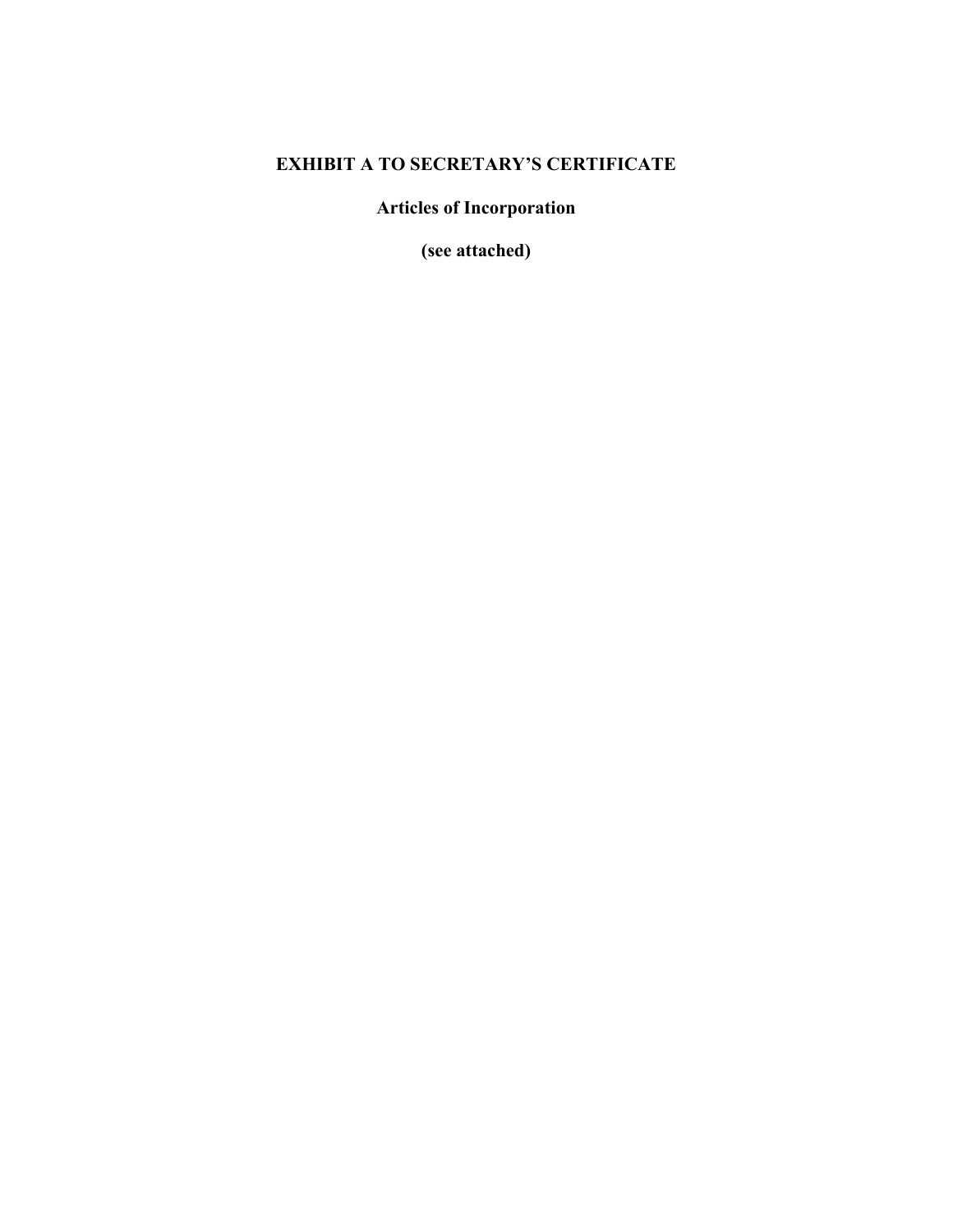# EXHIBIT A TO SECRETARY'S CERTIFICATE

## Articles of Incorporation

**(see attached)**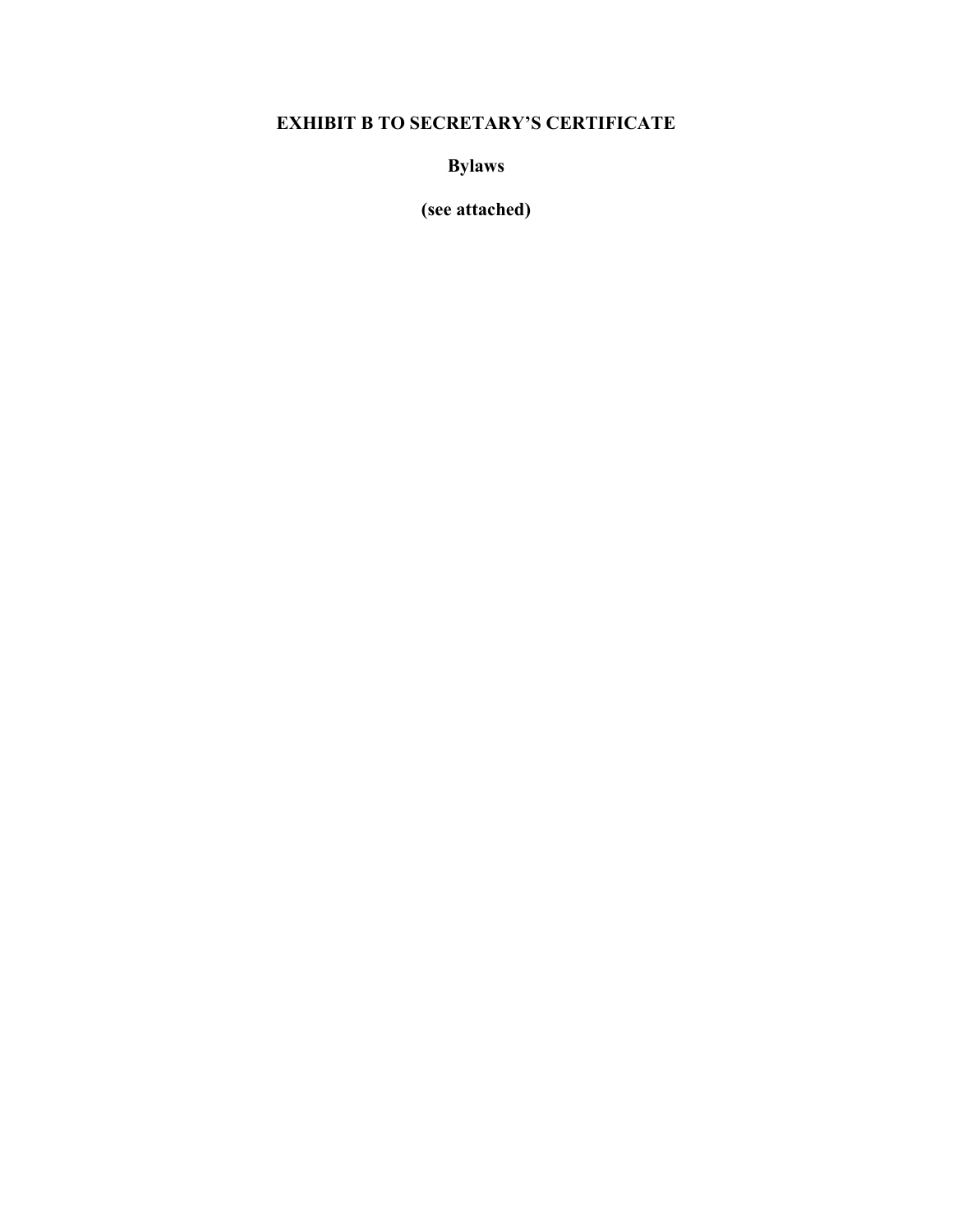**EXHIBIT B TO SECRETARY'S CERTIFICATE**

**Bylaws**

**(see attached)**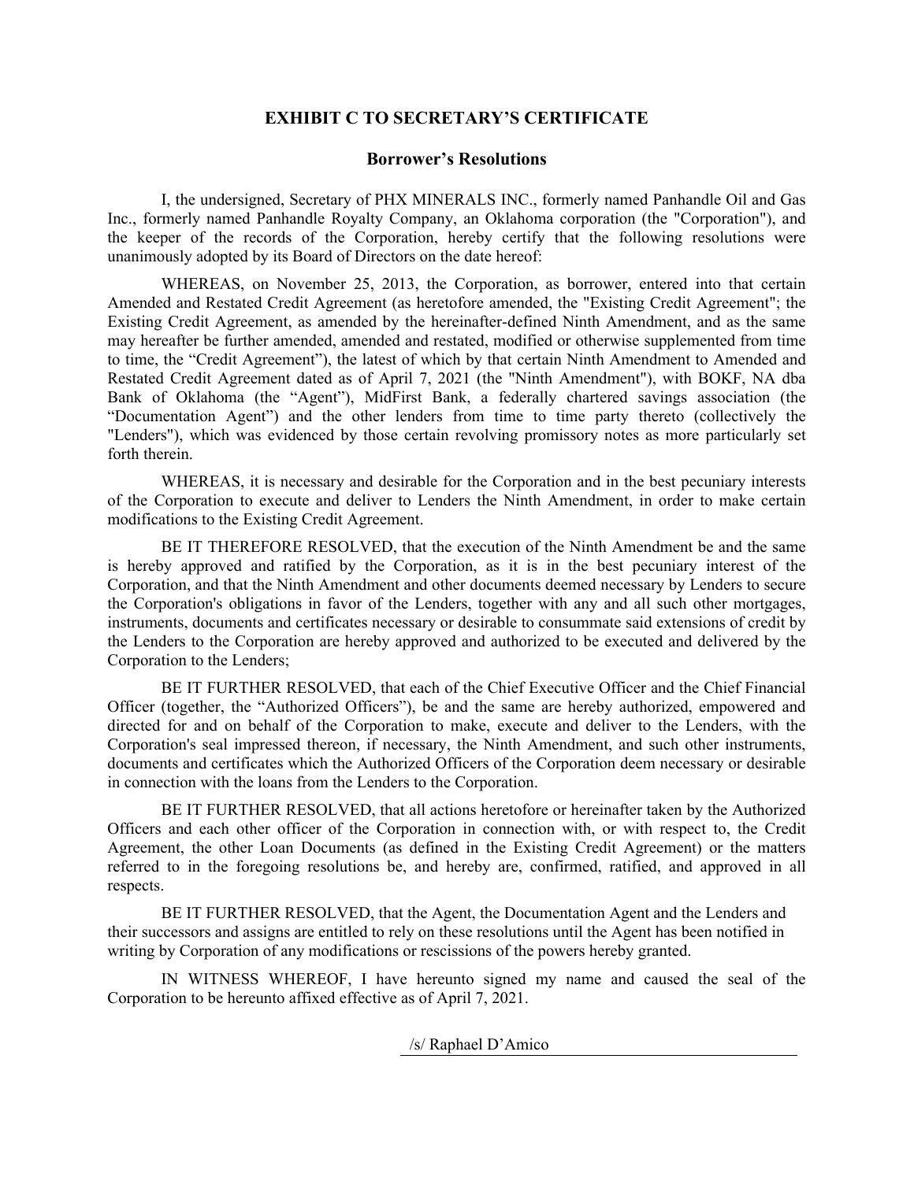## EXHIBIT C TO SECRETARY'S CERTIFICATE

### Borrower's Resolutions

I, the undersigned, Secretary of PHX MINERALS INC., formerly named Panhandle Oil and Gas Inc., formerly named Panhandle Royalty Company, an Oklahoma corporation (the "Corporation"), and the keeper of the records of the Corporation, hereby certify that the following resolutions were unanimously adopted by its Board of Directors on the date hereof:

WHEREAS, on November 25, 2013, the Corporation, as borrower, entered into that certain Amended and Restated Credit Agreement (as heretofore amended, the "Existing Credit Agreement"; the Existing Credit Agreement, as amended by the hereinafter-defined Ninth Amendment, and as the same may hereafter be further amended, amended and restated, modified or otherwise supplemented from time to time, the "Credit Agreement"), the latest of which by that certain Ninth Amendment to Amended and Restated Credit Agreement dated as of April 7, 2021 (the "Ninth Amendment"), with BOKF, NA dba Bank of Oklahoma (the "Agent"), MidFirst Bank, a federally chartered savings association (the "Documentation Agent") and the other lenders from time to time party thereto (collectively the "Lenders"), which was evidenced by those certain revolving promissory notes as more particularly set forth therein.

WHEREAS, it is necessary and desirable for the Corporation and in the best pecuniary interests of the Corporation to execute and deliver to Lenders the Ninth Amendment, in order to make certain modifications to the Existing Credit Agreement.

BE IT THEREFORE RESOLVED, that the execution of the Ninth Amendment be and the same is hereby approved and ratified by the Corporation, as it is in the best pecuniary interest of the Corporation, and that the Ninth Amendment and other documents deemed necessary by Lenders to secure the Corporation's obligations in favor of the Lenders, together with any and all such other mortgages, instruments, documents and certificates necessary or desirable to consummate said extensions of credit by the Lenders to the Corporation are hereby approved and authorized to be executed and delivered by the Corporation to the Lenders;

BE IT FURTHER RESOLVED, that each of the Chief Executive Officer and the Chief Financial Officer (together, the "Authorized Officers"), be and the same are hereby authorized, empowered and directed for and on behalf of the Corporation to make, execute and deliver to the Lenders, with the Corporation's seal impressed thereon, if necessary, the Ninth Amendment, and such other instruments, documents and certificates which the Authorized Officers of the Corporation deem necessary or desirable in connection with the loans from the Lenders to the Corporation.

BE IT FURTHER RESOLVED, that all actions heretofore or hereinafter taken by the Authorized Officers and each other officer of the Corporation in connection with, or with respect to, the Credit Agreement, the other Loan Documents (as defined in the Existing Credit Agreement) or the matters referred to in the foregoing resolutions be, and hereby are, confirmed, ratified, and approved in all respects.

BE IT FURTHER RESOLVED, that the Agent, the Documentation Agent and the Lenders and their successors and assigns are entitled to rely on these resolutions until the Agent has been notified in writing by Corporation of any modifications or rescissions of the powers hereby granted.

IN WITNESS WHEREOF, I have hereunto signed my name and caused the seal of the Corporation to be hereunto affixed effective as of April 7, 2021.

/s/ Raphael D'Amico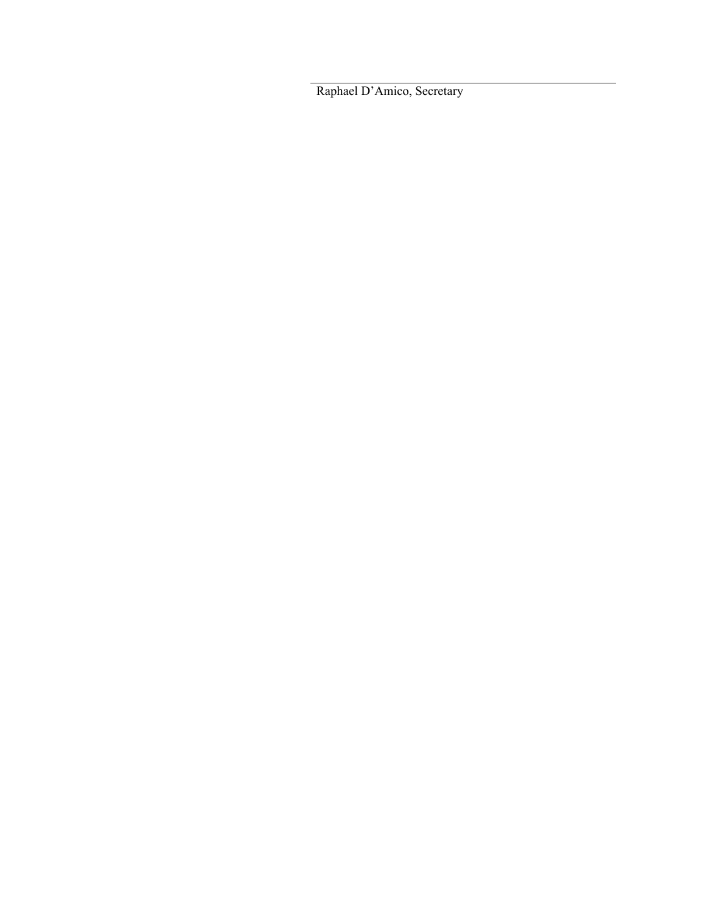\_\_\_\_\_\_\_\_\_\_\_\_\_\_\_\_\_\_\_\_\_\_\_\_\_\_\_\_\_\_\_\_\_\_\_\_\_\_\_\_

Raphael D’Amico, Secretary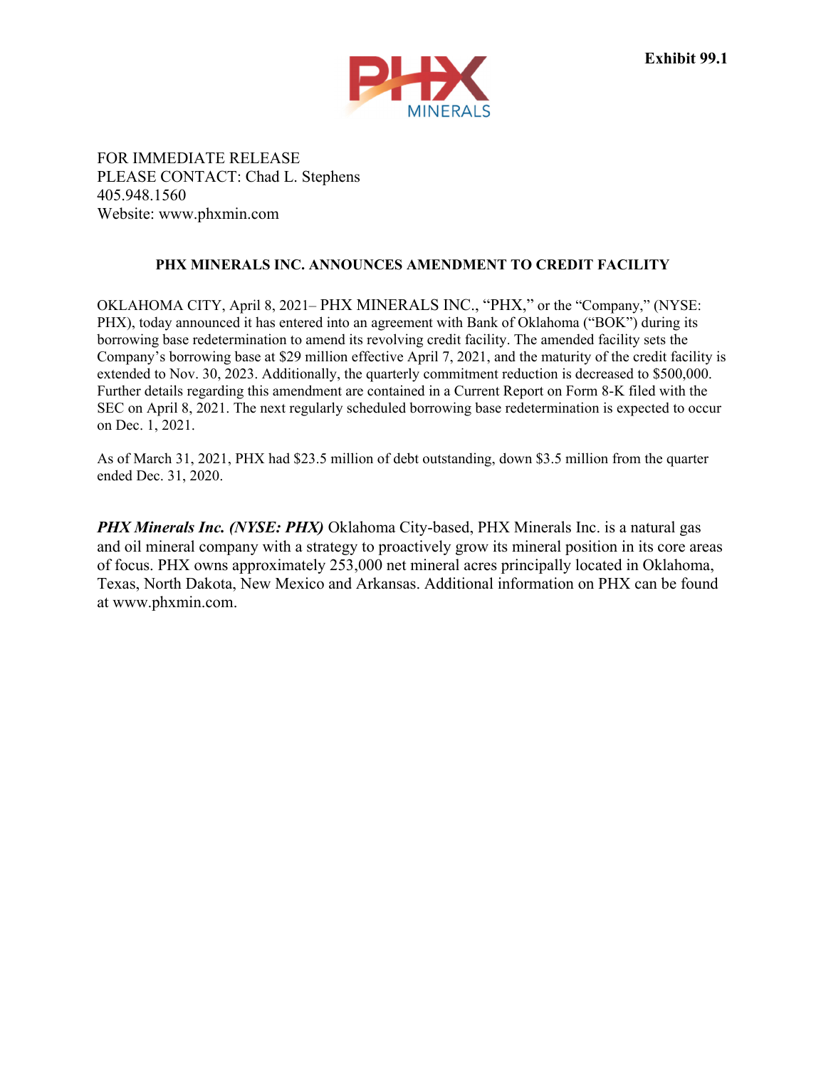Exhibit 99.1

PHX MINERALS

FOR IMMEDIATE RELEASE
PLEASE CONTACT: Chad L. Stephens
405.948.1560
Website: www.phxmin.com

**PHX MINERALS INC. ANNOUNCES AMENDMENT TO CREDIT FACILITY**

OKLAHOMA CITY, April 8, 2021– PHX MINERALS INC., "PHX," or the "Company," (NYSE: PHX), today announced it has entered into an agreement with Bank of Oklahoma ("BOK") during its borrowing base redetermination to amend its revolving credit facility. The amended facility sets the Company's borrowing base at $29 million effective April 7, 2021, and the maturity of the credit facility is extended to Nov. 30, 2023. Additionally, the quarterly commitment reduction is decreased to $500,000. Further details regarding this amendment are contained in a Current Report on Form 8-K filed with the SEC on April 8, 2021. The next regularly scheduled borrowing base redetermination is expected to occur on Dec. 1, 2021.

As of March 31, 2021, PHX had $23.5 million of debt outstanding, down $3.5 million from the quarter ended Dec. 31, 2020.

***PHX Minerals Inc. (NYSE: PHX)*** Oklahoma City-based, PHX Minerals Inc. is a natural gas and oil mineral company with a strategy to proactively grow its mineral position in its core areas of focus. PHX owns approximately 253,000 net mineral acres principally located in Oklahoma, Texas, North Dakota, New Mexico and Arkansas. Additional information on PHX can be found at www.phxmin.com.